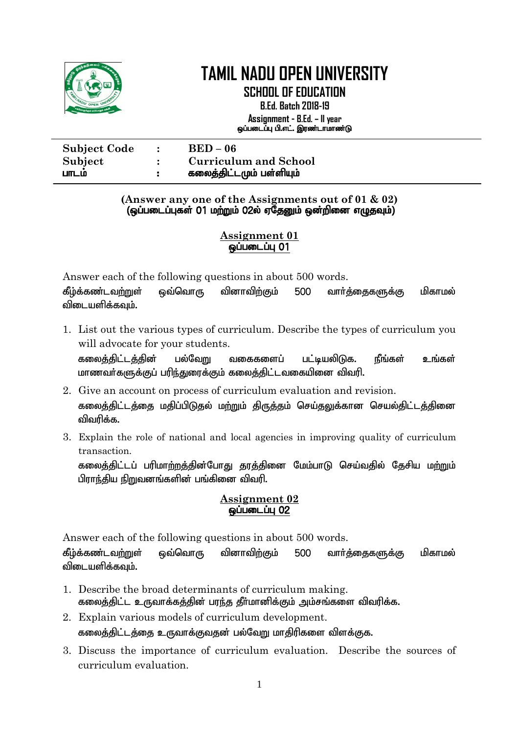# TAMIL NADU OPEN UNIVERSITY

## SCHOOL OF EDUCATION

**B.Ed. Batch 2018-19**

**Assignment - B.Ed. – II year**
**ஒப்படைப்பு பி.எட். இரண்டாமாண்டு**

| | | |
|---|---|---|
| **Subject Code** | **:** | **BED – 06** |
| **Subject** | **:** | **Curriculum and School** |
| **பாடம்** | **:** | **கலைத்திட்டமும் பள்ளியும்** |

**(Answer any one of the Assignments out of 01 & 02)**
**(ஒப்படைப்புகள் 01 மற்றும் 02ல் ஏதேனும் ஒன்றினை எழுதவும்)**

### Assignment 01
### ஒப்படைப்பு 01

Answer each of the following questions in about 500 words.
**கீழ்க்கண்டவற்றுள் ஒவ்வொரு வினாவிற்கும் 500 வார்த்தைகளுக்கு மிகாமல் விடையளிக்கவும்.**

1. List out the various types of curriculum. Describe the types of curriculum you will advocate for your students.
   **கலைத்திட்டத்தின் பல்வேறு வகைகளைப் பட்டியலிடுக. நீங்கள் உங்கள் மாணவர்களுக்குப் பரிந்துரைக்கும் கலைத்திட்டவகையினை விவரி.**
2. Give an account on process of curriculum evaluation and revision.
   **கலைத்திட்டத்தை மதிப்பிடுதல் மற்றும் திருத்தம் செய்தலுக்கான செயல்திட்டத்தினை விவரிக்க.**
3. Explain the role of national and local agencies in improving quality of curriculum transaction.
   **கலைத்திட்டப் பரிமாற்றத்தின்போது தரத்தினை மேம்பாடு செய்வதில் தேசிய மற்றும் பிராந்திய நிறுவனங்களின் பங்கினை விவரி.**

### Assignment 02
### ஒப்படைப்பு 02

Answer each of the following questions in about 500 words.
**கீழ்க்கண்டவற்றுள் ஒவ்வொரு வினாவிற்கும் 500 வார்த்தைகளுக்கு மிகாமல் விடையளிக்கவும்.**

1. Describe the broad determinants of curriculum making.
   **கலைத்திட்ட உருவாக்கத்தின் பரந்த தீர்மானிக்கும் அம்சங்களை விவரிக்க.**
2. Explain various models of curriculum development.
   **கலைத்திட்டத்தை உருவாக்குவதன் பல்வேறு மாதிரிகளை விளக்குக.**
3. Discuss the importance of curriculum evaluation. Describe the sources of curriculum evaluation.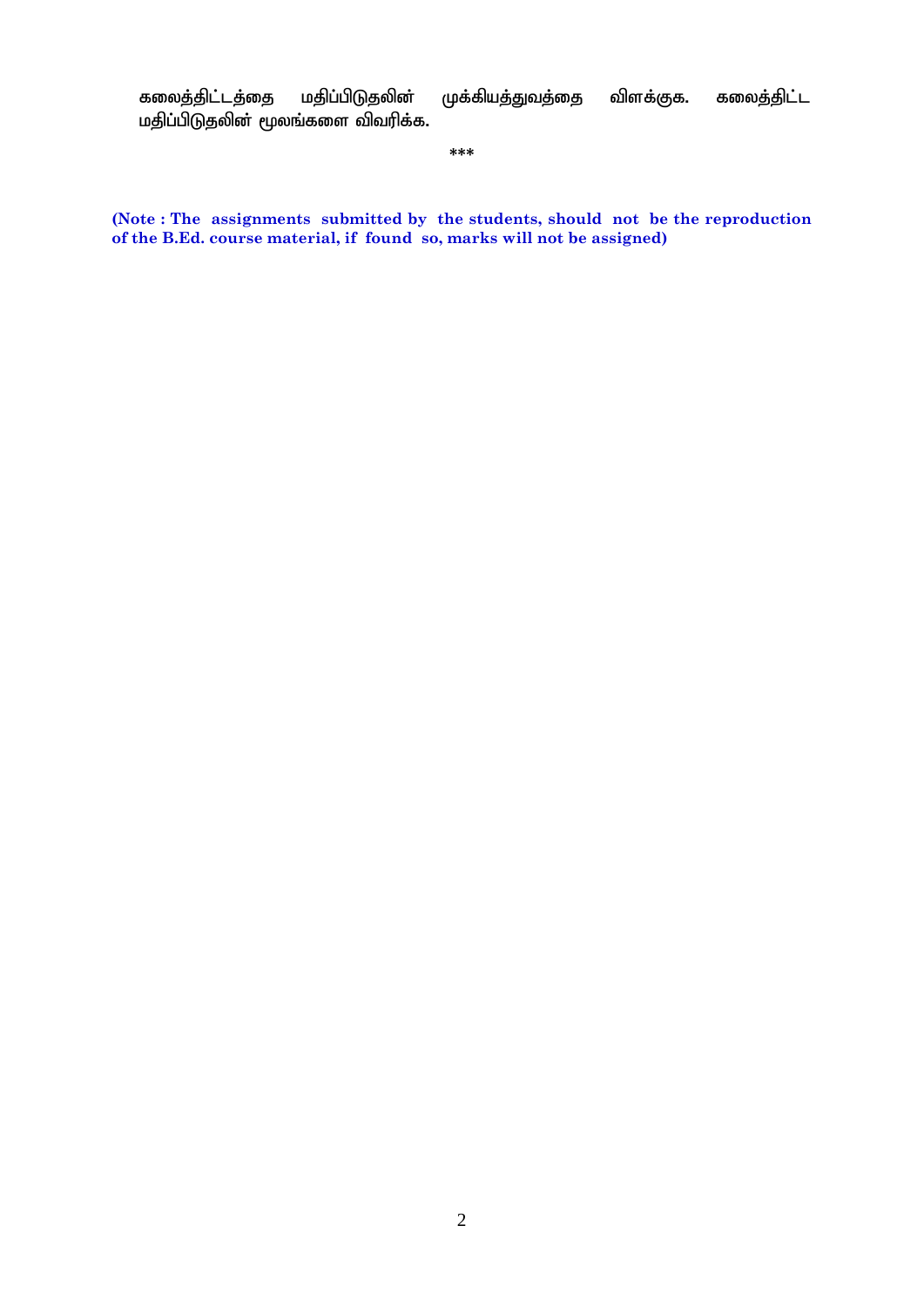கலைத்திட்டத்தை மதிப்பிடுதலின் முக்கியத்துவத்தை விளக்குக. கலைத்திட்ட மதிப்பிடுதலின் மூலங்களை விவரிக்க.

***

**(Note : The assignments submitted by the students, should not be the reproduction of the B.Ed. course material, if found so, marks will not be assigned)**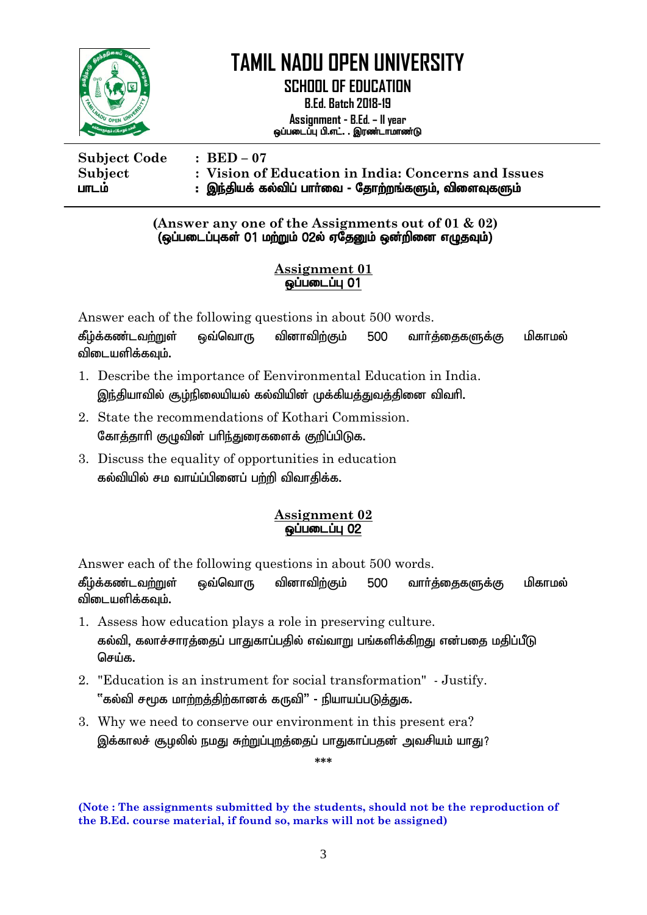# TAMIL NADU OPEN UNIVERSITY

## SCHOOL OF EDUCATION

**B.Ed. Batch 2018-19**

**Assignment - B.Ed. – II year**
**ஒப்படைப்பு பி.எட். . இரண்டாமாண்டு**

---

**Subject Code** : **BED – 07**
**Subject** : **Vision of Education in India: Concerns and Issues**
**பாடம்** : **இந்தியக் கல்விப் பார்வை - தோற்றங்களும், விளைவுகளும்**

---

**(Answer any one of the Assignments out of 01 & 02)**
**(ஒப்படைப்புகள் 01 மற்றும் 02ல் ஏதேனும் ஒன்றினை எழுதவும்)**

### Assignment 01
### ஒப்படைப்பு 01

Answer each of the following questions in about 500 words.
கீழ்க்கண்டவற்றுள் ஒவ்வொரு வினாவிற்கும் 500 வார்த்தைகளுக்கு மிகாமல் விடையளிக்கவும்.

1. Describe the importance of Eenvironmental Education in India.
   இந்தியாவில் சூழ்நிலையியல் கல்வியின் முக்கியத்துவத்தினை விவரி.
2. State the recommendations of Kothari Commission.
   கோத்தாரி குழுவின் பரிந்துரைகளைக் குறிப்பிடுக.
3. Discuss the equality of opportunities in education
   கல்வியில் சம வாய்ப்பினைப் பற்றி விவாதிக்க.

### Assignment 02
### ஒப்படைப்பு 02

Answer each of the following questions in about 500 words.
கீழ்க்கண்டவற்றுள் ஒவ்வொரு வினாவிற்கும் 500 வார்த்தைகளுக்கு மிகாமல் விடையளிக்கவும்.

1. Assess how education plays a role in preserving culture.
   கல்வி, கலாச்சாரத்தைப் பாதுகாப்பதில் எவ்வாறு பங்களிக்கிறது என்பதை மதிப்பீடு செய்க.
2. "Education is an instrument for social transformation" - Justify.
   "கல்வி சமூக மாற்றத்திற்கானக் கருவி" - நியாயப்படுத்துக.
3. Why we need to conserve our environment in this present era?
   இக்காலச் சூழலில் நமது சுற்றுப்புறத்தைப் பாதுகாப்பதன் அவசியம் யாது?

***

**(Note : The assignments submitted by the students, should not be the reproduction of the B.Ed. course material, if found so, marks will not be assigned)**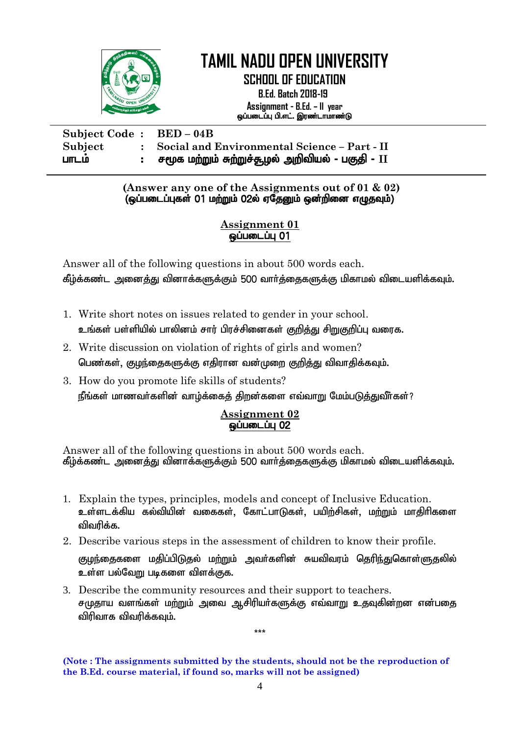# TAMIL NADU OPEN UNIVERSITY

## SCHOOL OF EDUCATION

**B.Ed. Batch 2018-19**

**Assignment - B.Ed. – II year**

**ஒப்படைப்பு பி.எட். இரண்டாமாண்டு**

| | | |
|---|---|---|
| **Subject Code** | **:** | **BED – 04B** |
| **Subject** | **:** | **Social and Environmental Science – Part - II** |
| **பாடம்** | **:** | **சமூக மற்றும் சுற்றுச்சூழல் அறிவியல் - பகுதி - II** |

**(Answer any one of the Assignments out of 01 & 02)**
**(ஒப்படைப்புகள் 01 மற்றும் 02ல் ஏதேனும் ஒன்றினை எழுதவும்)**

### Assignment 01
### ஒப்படைப்பு 01

Answer all of the following questions in about 500 words each.
கீழ்க்கண்ட அனைத்து வினாக்களுக்கும் 500 வார்த்தைகளுக்கு மிகாமல் விடையளிக்கவும்.

1. Write short notes on issues related to gender in your school.
   உங்கள் பள்ளியில் பாலினம் சார் பிரச்சினைகள் குறித்து சிறுகுறிப்பு வரைக.
2. Write discussion on violation of rights of girls and women?
   பெண்கள், குழந்தைகளுக்கு எதிரான வன்முறை குறித்து விவாதிக்கவும்.
3. How do you promote life skills of students?
   நீங்கள் மாணவர்களின் வாழ்க்கைத் திறன்களை எவ்வாறு மேம்படுத்துவீர்கள்?

### Assignment 02
### ஒப்படைப்பு 02

Answer all of the following questions in about 500 words each.
கீழ்க்கண்ட அனைத்து வினாக்களுக்கும் 500 வார்த்தைகளுக்கு மிகாமல் விடையளிக்கவும்.

1. Explain the types, principles, models and concept of Inclusive Education.
   உள்ளடக்கிய கல்வியின் வகைகள், கோட்பாடுகள், பயிற்சிகள், மற்றும் மாதிரிகளை விவரிக்க.
2. Describe various steps in the assessment of children to know their profile.
   குழந்தைகளை மதிப்பிடுதல் மற்றும் அவர்களின் சுயவிவரம் தெரிந்துகொள்ளுதலில் உள்ள பல்வேறு படிகளை விளக்குக.
3. Describe the community resources and their support to teachers.
   சமுதாய வளங்கள் மற்றும் அவை ஆசிரியர்களுக்கு எவ்வாறு உதவுகின்றன என்பதை விரிவாக விவரிக்கவும்.

***

**(Note : The assignments submitted by the students, should not be the reproduction of the B.Ed. course material, if found so, marks will not be assigned)**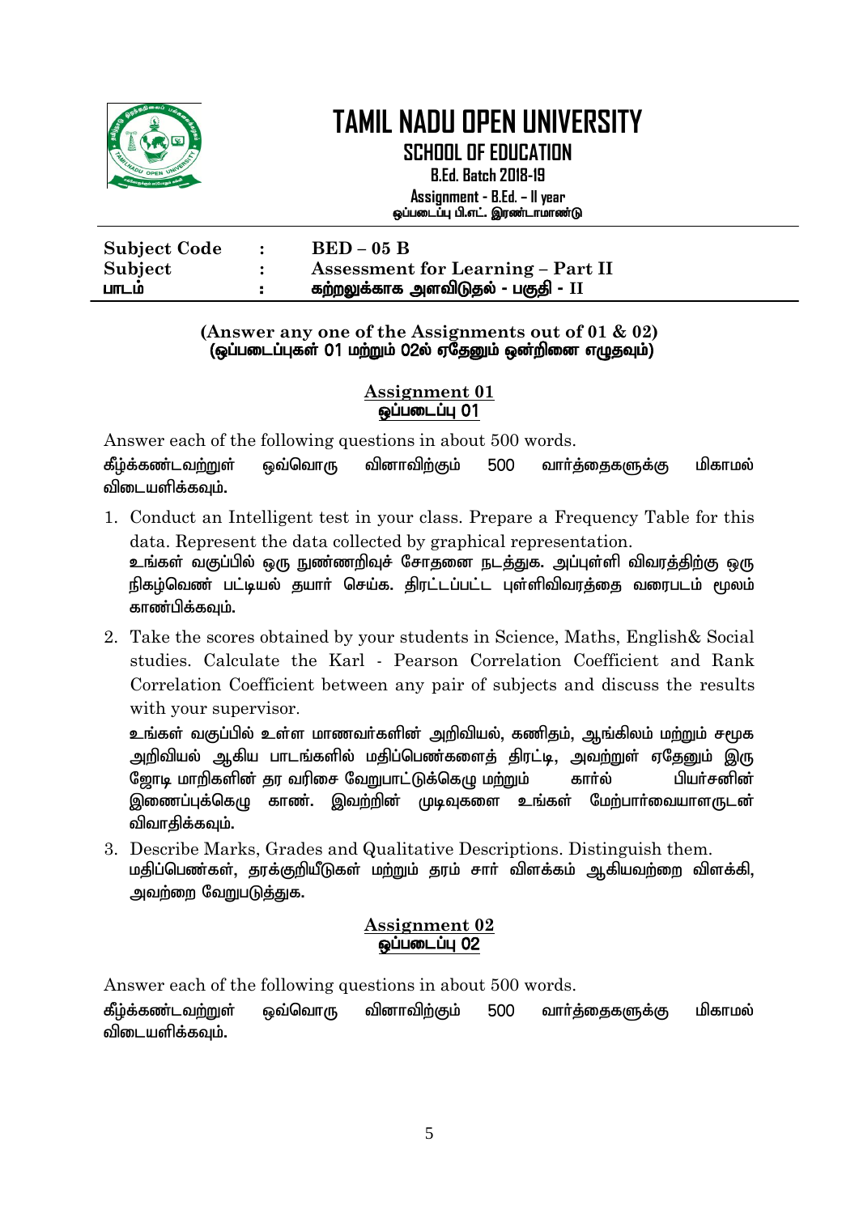# TAMIL NADU OPEN UNIVERSITY

## SCHOOL OF EDUCATION

**B.Ed. Batch 2018-19**

**Assignment - B.Ed. – II year**
**ஒப்படைப்பு பி.எட். இரண்டாமாண்டு**

| | | |
|---|---|---|
| **Subject Code** | **:** | **BED – 05 B** |
| **Subject** | **:** | **Assessment for Learning – Part II** |
| **பாடம்** | **:** | **கற்றலுக்காக அளவிடுதல் - பகுதி - II** |

**(Answer any one of the Assignments out of 01 & 02)**
**(ஒப்படைப்புகள் 01 மற்றும் 02ல் ஏதேனும் ஒன்றினை எழுதவும்)**

### Assignment 01
### ஒப்படைப்பு 01

Answer each of the following questions in about 500 words.

கீழ்க்கண்டவற்றுள் ஒவ்வொரு வினாவிற்கும் 500 வார்த்தைகளுக்கு மிகாமல் விடையளிக்கவும்.

1. Conduct an Intelligent test in your class. Prepare a Frequency Table for this data. Represent the data collected by graphical representation.
   உங்கள் வகுப்பில் ஒரு நுண்ணறிவுச் சோதனை நடத்துக. அப்புள்ளி விவரத்திற்கு ஒரு நிகழ்வெண் பட்டியல் தயார் செய்க. திரட்டப்பட்ட புள்ளிவிவரத்தை வரைபடம் மூலம் காண்பிக்கவும்.

2. Take the scores obtained by your students in Science, Maths, English& Social studies. Calculate the Karl - Pearson Correlation Coefficient and Rank Correlation Coefficient between any pair of subjects and discuss the results with your supervisor.
   உங்கள் வகுப்பில் உள்ள மாணவர்களின் அறிவியல், கணிதம், ஆங்கிலம் மற்றும் சமூக அறிவியல் ஆகிய பாடங்களில் மதிப்பெண்களைத் திரட்டி, அவற்றுள் ஏதேனும் இரு ஜோடி மாறிகளின் தர வரிசை வேறுபாட்டுக்கெழு மற்றும் கார்ல் பியர்சனின் இணைப்புக்கெழு காண். இவற்றின் முடிவுகளை உங்கள் மேற்பார்வையாளருடன் விவாதிக்கவும்.

3. Describe Marks, Grades and Qualitative Descriptions. Distinguish them.
   மதிப்பெண்கள், தரக்குறியீடுகள் மற்றும் தரம் சார் விளக்கம் ஆகியவற்றை விளக்கி, அவற்றை வேறுபடுத்துக.

### Assignment 02
### ஒப்படைப்பு 02

Answer each of the following questions in about 500 words.

கீழ்க்கண்டவற்றுள் ஒவ்வொரு வினாவிற்கும் 500 வார்த்தைகளுக்கு மிகாமல் விடையளிக்கவும்.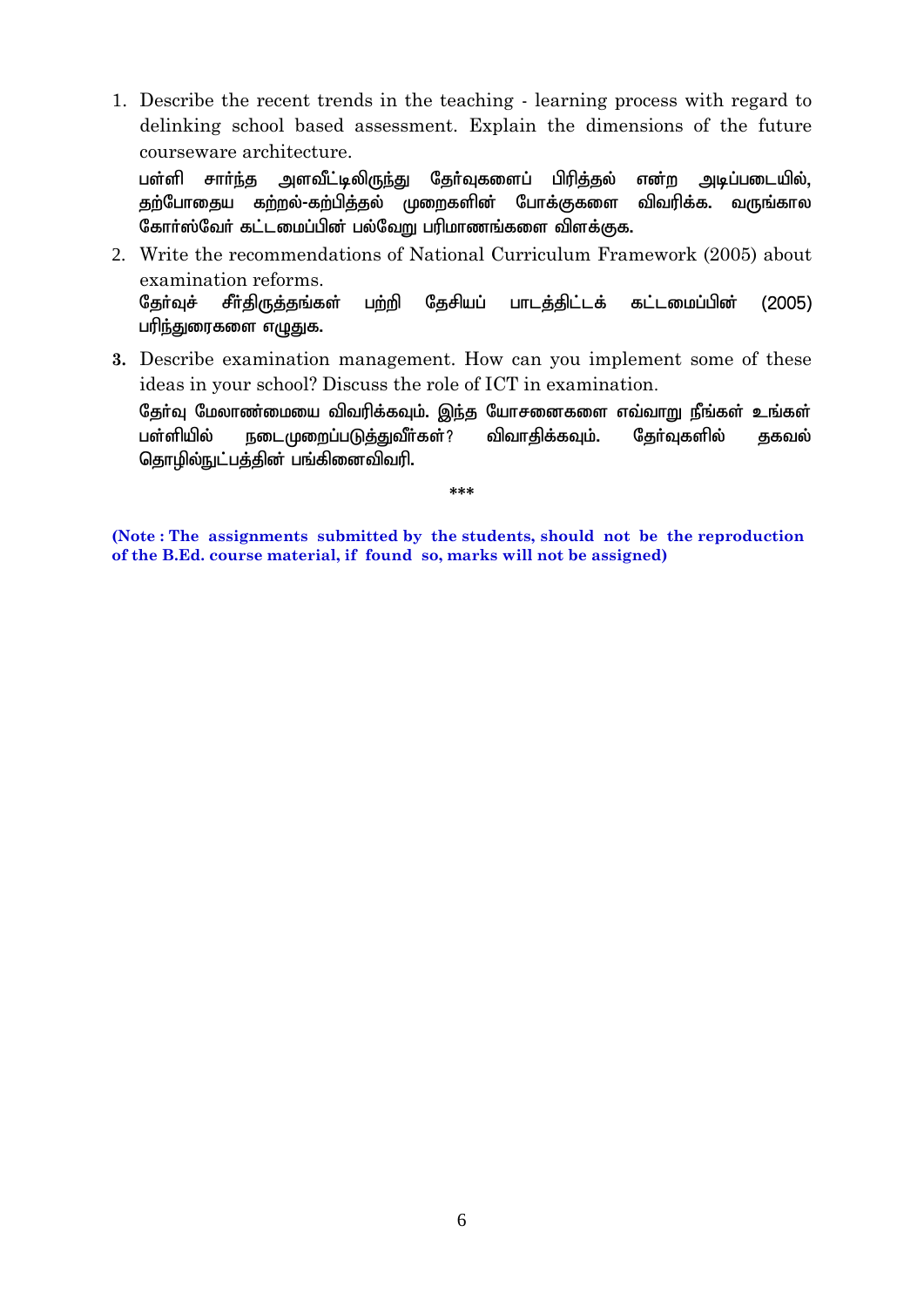1. Describe the recent trends in the teaching - learning process with regard to delinking school based assessment. Explain the dimensions of the future courseware architecture.

   பள்ளி சார்ந்த அளவீட்டிலிருந்து தேர்வுகளைப் பிரித்தல் என்ற அடிப்படையில், தற்போதைய கற்றல்-கற்பித்தல் முறைகளின் போக்குகளை விவரிக்க. வருங்கால கோர்ஸ்வேர் கட்டமைப்பின் பல்வேறு பரிமாணங்களை விளக்குக.

2. Write the recommendations of National Curriculum Framework (2005) about examination reforms.

   தேர்வுச் சீர்திருத்தங்கள் பற்றி தேசியப் பாடத்திட்டக் கட்டமைப்பின் (2005) பரிந்துரைகளை எழுதுக.

3. Describe examination management. How can you implement some of these ideas in your school? Discuss the role of ICT in examination.

   தேர்வு மேலாண்மையை விவரிக்கவும். இந்த யோசனைகளை எவ்வாறு நீங்கள் உங்கள் பள்ளியில் நடைமுறைப்படுத்துவீர்கள்? விவாதிக்கவும். தேர்வுகளில் தகவல் தொழில்நுட்பத்தின் பங்கினைவிவரி.

***

**(Note : The assignments submitted by the students, should not be the reproduction of the B.Ed. course material, if found so, marks will not be assigned)**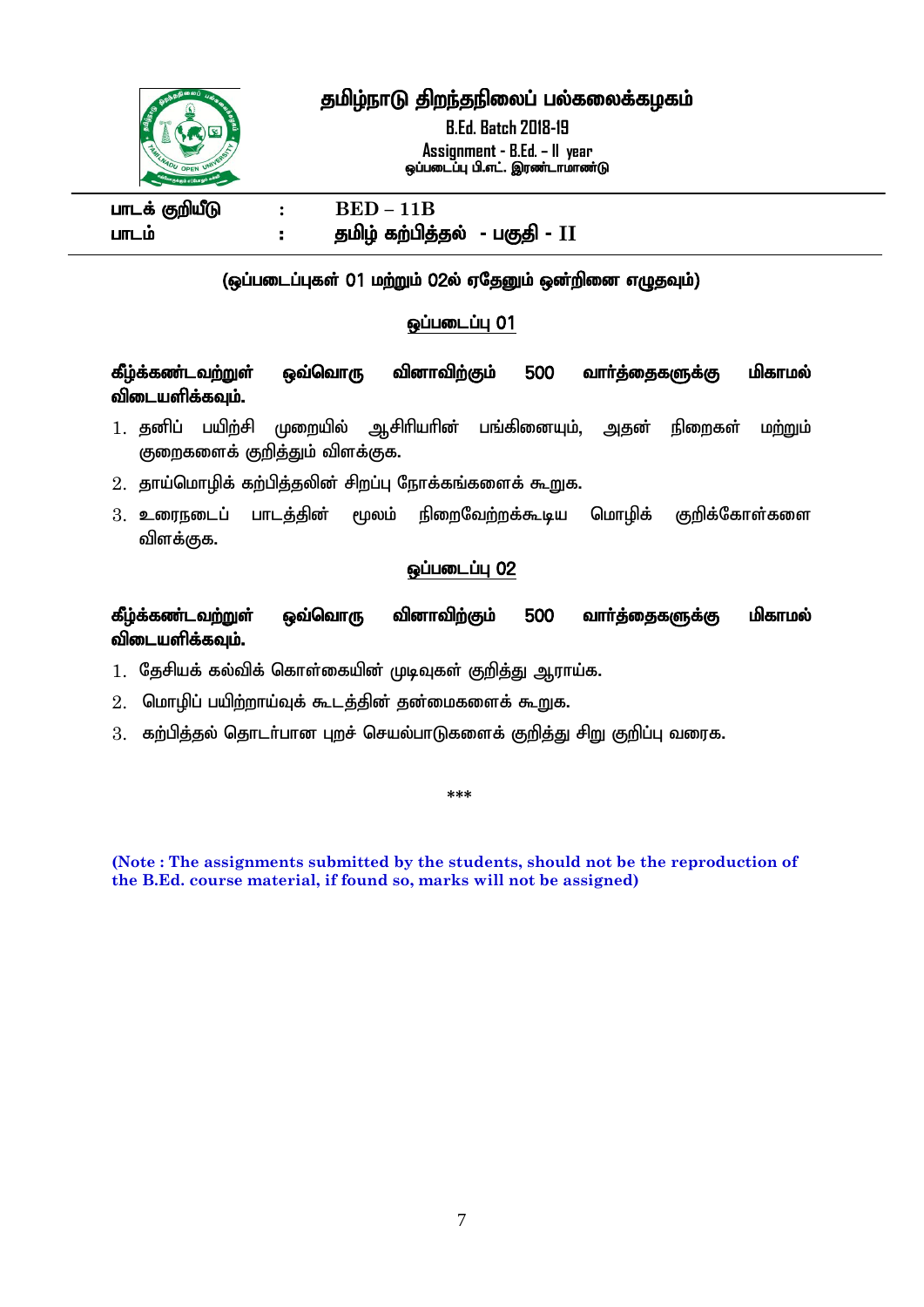# தமிழ்நாடு திறந்தநிலைப் பல்கலைக்கழகம்

**B.Ed. Batch 2018-19**

**Assignment - B.Ed. – II year**

**ஒப்படைப்பு பி.எட். இரண்டாமாண்டு**

| | | |
|---|---|---|
| **பாடக் குறியீடு** | : | **BED – 11B** |
| **பாடம்** | : | **தமிழ் கற்பித்தல் - பகுதி - II** |

**(ஒப்படைப்புகள் 01 மற்றும் 02ல் ஏதேனும் ஒன்றினை எழுதவும்)**

## ஒப்படைப்பு 01

**கீழ்க்கண்டவற்றுள் ஒவ்வொரு வினாவிற்கும் 500 வார்த்தைகளுக்கு மிகாமல் விடையளிக்கவும்.**

1. தனிப் பயிற்சி முறையில் ஆசிரியரின் பங்கினையும், அதன் நிறைகள் மற்றும் குறைகளைக் குறித்தும் விளக்குக.
2. தாய்மொழிக் கற்பித்தலின் சிறப்பு நோக்கங்களைக் கூறுக.
3. உரைநடைப் பாடத்தின் மூலம் நிறைவேற்றக்கூடிய மொழிக் குறிக்கோள்களை விளக்குக.

## ஒப்படைப்பு 02

**கீழ்க்கண்டவற்றுள் ஒவ்வொரு வினாவிற்கும் 500 வார்த்தைகளுக்கு மிகாமல் விடையளிக்கவும்.**

1. தேசியக் கல்விக் கொள்கையின் முடிவுகள் குறித்து ஆராய்க.
2. மொழிப் பயிற்றாய்வுக் கூடத்தின் தன்மைகளைக் கூறுக.
3. கற்பித்தல் தொடர்பான புறச் செயல்பாடுகளைக் குறித்து சிறு குறிப்பு வரைக.

***

**(Note : The assignments submitted by the students, should not be the reproduction of the B.Ed. course material, if found so, marks will not be assigned)**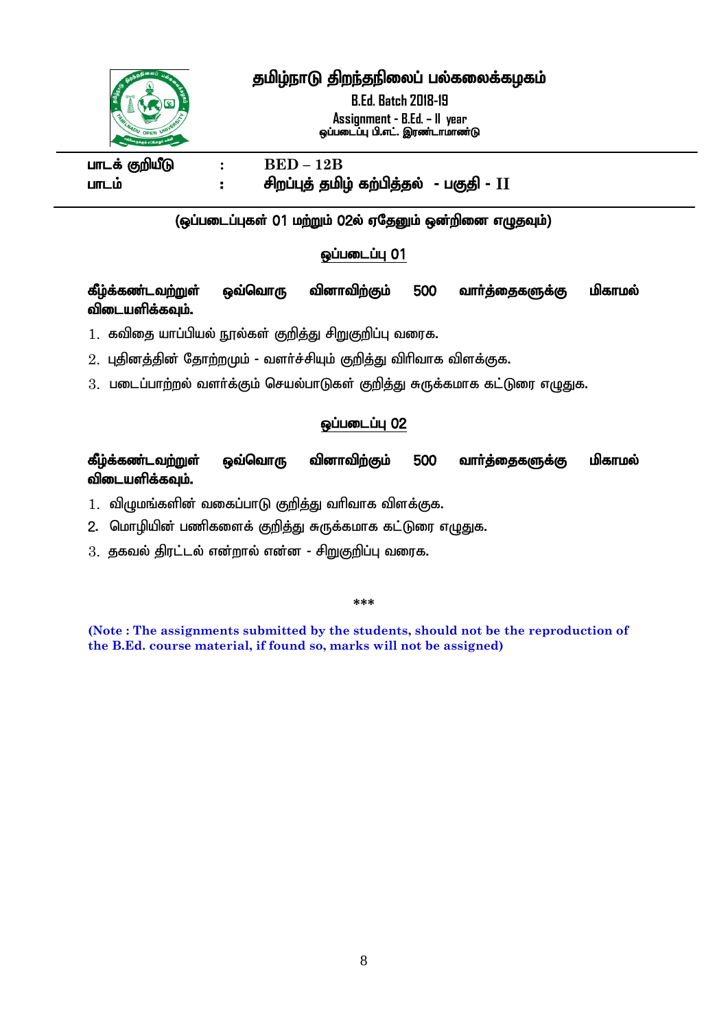# தமிழ்நாடு திறந்தநிலைப் பல்கலைக்கழகம்

**B.Ed. Batch 2018-19**

**Assignment - B.Ed. – II year**

**ஒப்படைப்பு பி.எட். இரண்டாமாண்டு**

| | | |
|---|---|---|
| **பாடக் குறியீடு** | **:** | **BED – 12B** |
| **பாடம்** | **:** | **சிறப்புத் தமிழ் கற்பித்தல் - பகுதி - II** |

**(ஒப்படைப்புகள் 01 மற்றும் 02ல் ஏதேனும் ஒன்றினை எழுதவும்)**

## ஒப்படைப்பு 01

**கீழ்க்கண்டவற்றுள் ஒவ்வொரு வினாவிற்கும் 500 வார்த்தைகளுக்கு மிகாமல் விடையளிக்கவும்.**

1. கவிதை யாப்பியல் நூல்கள் குறித்து சிறுகுறிப்பு வரைக.
2. புதினத்தின் தோற்றமும் - வளர்ச்சியும் குறித்து விரிவாக விளக்குக.
3. படைப்பாற்றல் வளர்க்கும் செயல்பாடுகள் குறித்து சுருக்கமாக கட்டுரை எழுதுக.

## ஒப்படைப்பு 02

**கீழ்க்கண்டவற்றுள் ஒவ்வொரு வினாவிற்கும் 500 வார்த்தைகளுக்கு மிகாமல் விடையளிக்கவும்.**

1. விழுமங்களின் வகைப்பாடு குறித்து வரிவாக விளக்குக.
2. மொழியின் பணிகளைக் குறித்து சுருக்கமாக கட்டுரை எழுதுக.
3. தகவல் திரட்டல் என்றால் என்ன - சிறுகுறிப்பு வரைக.

***

**(Note : The assignments submitted by the students, should not be the reproduction of the B.Ed. course material, if found so, marks will not be assigned)**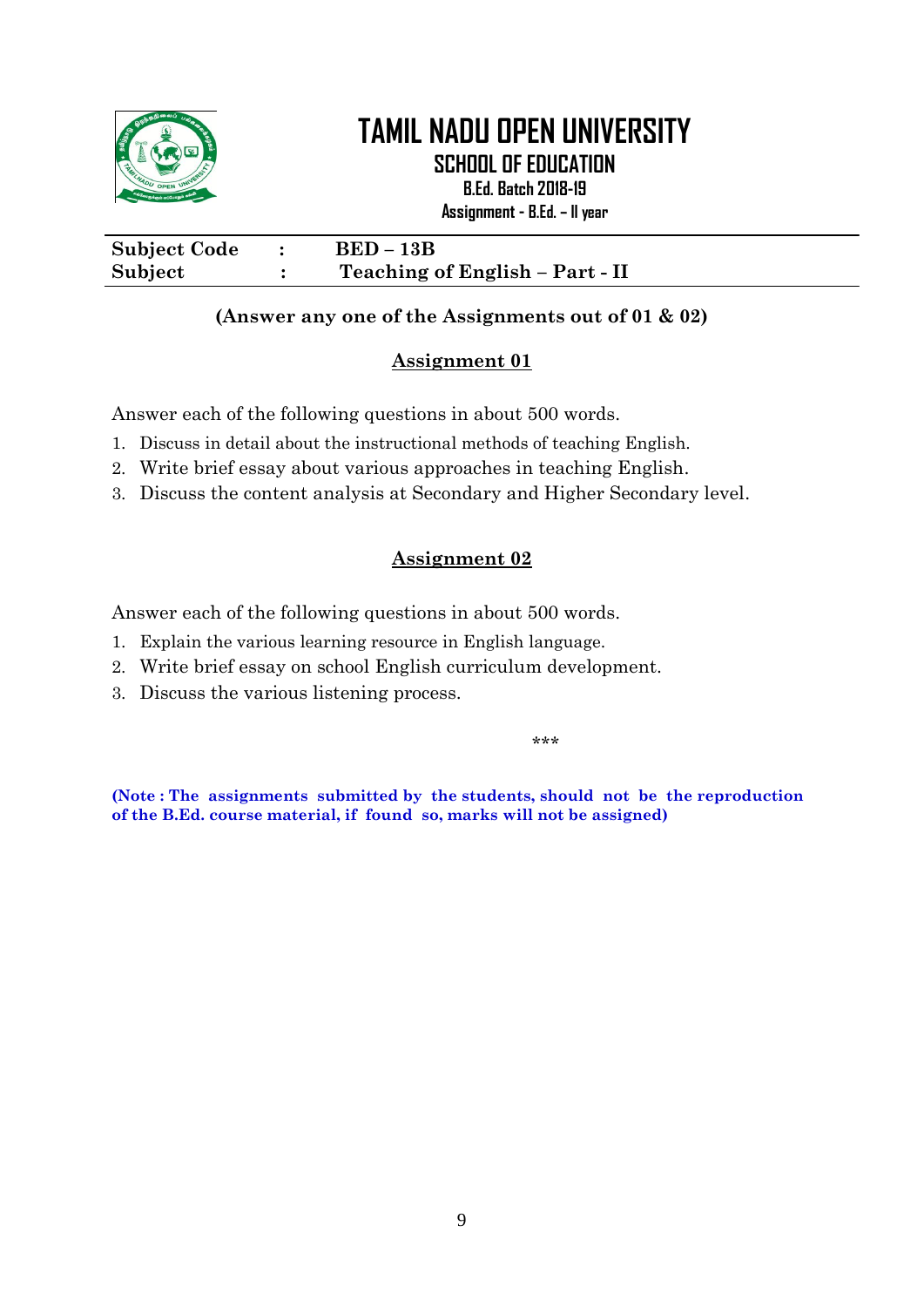# TAMIL NADU OPEN UNIVERSITY

## SCHOOL OF EDUCATION

**B.Ed. Batch 2018-19**

**Assignment - B.Ed. – II year**

| | | |
|---|---|---|
| **Subject Code** | **:** | **BED – 13B** |
| **Subject** | **:** | **Teaching of English – Part - II** |

**(Answer any one of the Assignments out of 01 & 02)**

### Assignment 01

Answer each of the following questions in about 500 words.

1. Discuss in detail about the instructional methods of teaching English.
2. Write brief essay about various approaches in teaching English.
3. Discuss the content analysis at Secondary and Higher Secondary level.

### Assignment 02

Answer each of the following questions in about 500 words.

1. Explain the various learning resource in English language.
2. Write brief essay on school English curriculum development.
3. Discuss the various listening process.

***

**(Note : The assignments submitted by the students, should not be the reproduction of the B.Ed. course material, if found so, marks will not be assigned)**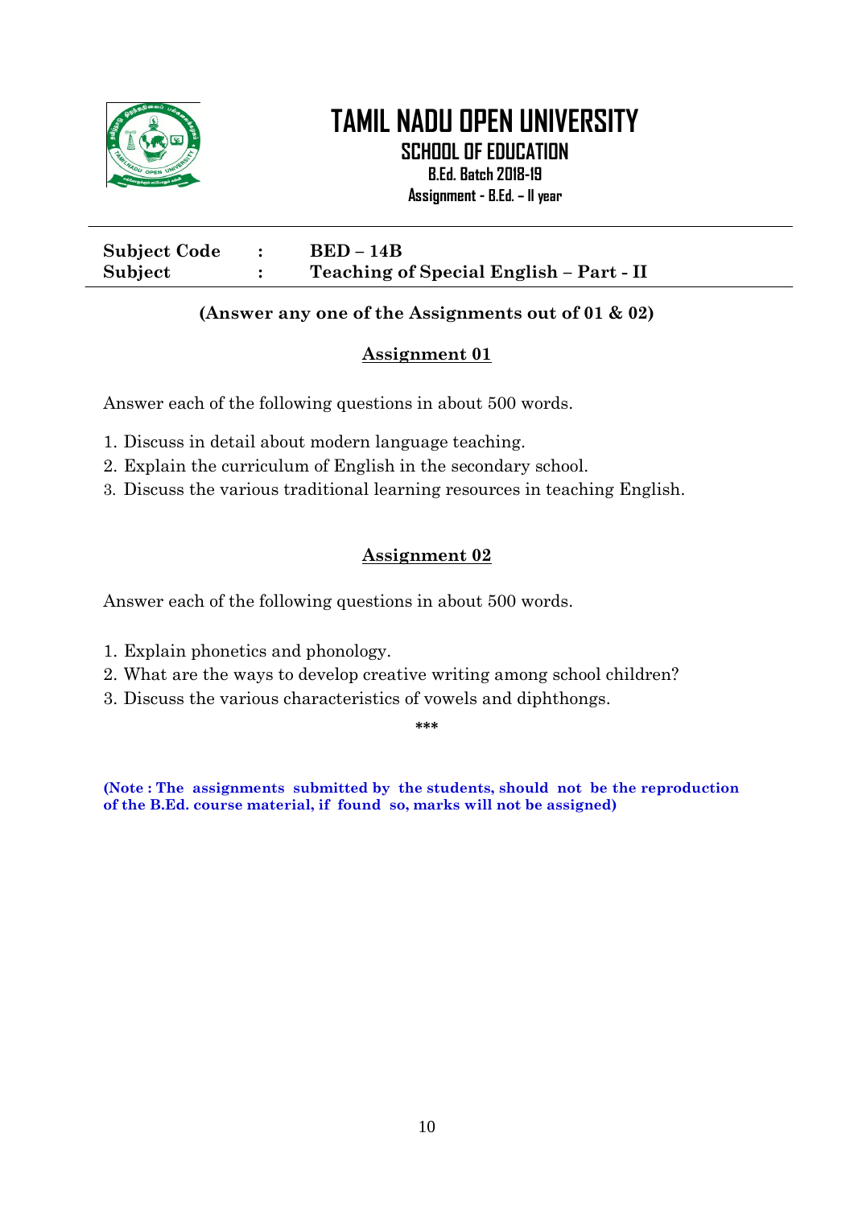# TAMIL NADU OPEN UNIVERSITY

## SCHOOL OF EDUCATION

**B.Ed. Batch 2018-19**

**Assignment - B.Ed. – II year**

---

| | | |
|---|---|---|
| **Subject Code** | **:** | **BED – 14B** |
| **Subject** | **:** | **Teaching of Special English – Part - II** |

**(Answer any one of the Assignments out of 01 & 02)**

### Assignment 01

Answer each of the following questions in about 500 words.

1. Discuss in detail about modern language teaching.
2. Explain the curriculum of English in the secondary school.
3. Discuss the various traditional learning resources in teaching English.

### Assignment 02

Answer each of the following questions in about 500 words.

1. Explain phonetics and phonology.
2. What are the ways to develop creative writing among school children?
3. Discuss the various characteristics of vowels and diphthongs.

***

**(Note : The assignments submitted by the students, should not be the reproduction of the B.Ed. course material, if found so, marks will not be assigned)**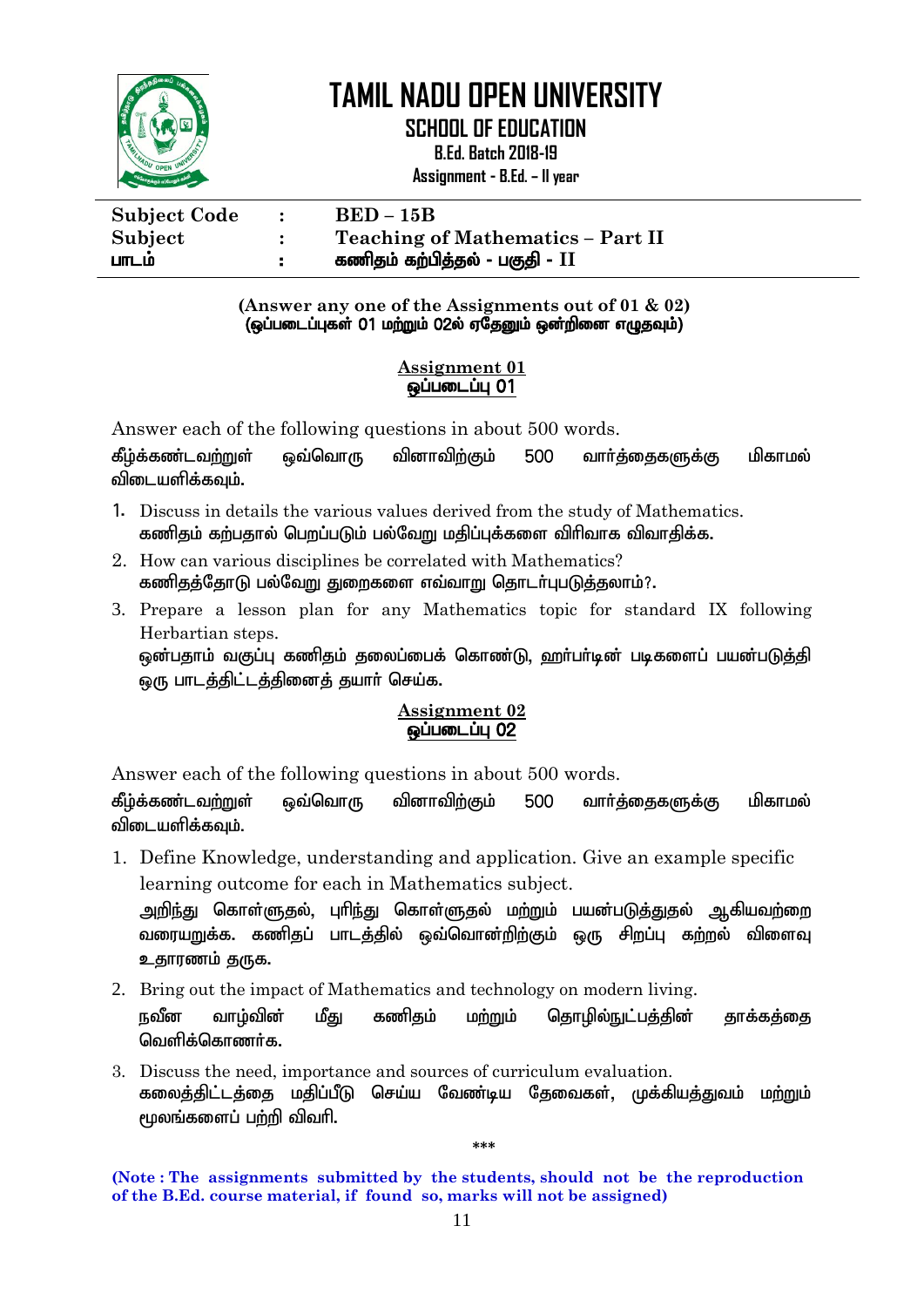# TAMIL NADU OPEN UNIVERSITY

## SCHOOL OF EDUCATION

**B.Ed. Batch 2018-19**

**Assignment - B.Ed. – II year**

| | | |
|---|---|---|
| **Subject Code** | **:** | **BED – 15B** |
| **Subject** | **:** | **Teaching of Mathematics – Part II** |
| **பாடம்** | **:** | **கணிதம் கற்பித்தல் - பகுதி - II** |

**(Answer any one of the Assignments out of 01 & 02)**
**(ஒப்படைப்புகள் 01 மற்றும் 02ல் ஏதேனும் ஒன்றினை எழுதவும்)**

### Assignment 01
### ஒப்படைப்பு 01

Answer each of the following questions in about 500 words.

**கீழ்க்கண்டவற்றுள் ஒவ்வொரு வினாவிற்கும் 500 வார்த்தைகளுக்கு மிகாமல் விடையளிக்கவும்.**

1. Discuss in details the various values derived from the study of Mathematics.
   **கணிதம் கற்பதால் பெறப்படும் பல்வேறு மதிப்புக்களை விரிவாக விவாதிக்க.**
2. How can various disciplines be correlated with Mathematics?
   **கணிதத்தோடு பல்வேறு துறைகளை எவ்வாறு தொடர்புபடுத்தலாம்?.**
3. Prepare a lesson plan for any Mathematics topic for standard IX following Herbartian steps.
   **ஒன்பதாம் வகுப்பு கணிதம் தலைப்பைக் கொண்டு, ஹர்பர்டின் படிகளைப் பயன்படுத்தி ஒரு பாடத்திட்டத்தினைத் தயார் செய்க.**

### Assignment 02
### ஒப்படைப்பு 02

Answer each of the following questions in about 500 words.

**கீழ்க்கண்டவற்றுள் ஒவ்வொரு வினாவிற்கும் 500 வார்த்தைகளுக்கு மிகாமல் விடையளிக்கவும்.**

1. Define Knowledge, understanding and application. Give an example specific learning outcome for each in Mathematics subject.
   **அறிந்து கொள்ளுதல், புரிந்து கொள்ளுதல் மற்றும் பயன்படுத்துதல் ஆகியவற்றை வரையறுக்க. கணிதப் பாடத்தில் ஒவ்வொன்றிற்கும் ஒரு சிறப்பு கற்றல் விளைவு உதாரணம் தருக.**
2. Bring out the impact of Mathematics and technology on modern living.
   **நவீன வாழ்வின் மீது கணிதம் மற்றும் தொழில்நுட்பத்தின் தாக்கத்தை வெளிக்கொணர்க.**
3. Discuss the need, importance and sources of curriculum evaluation.
   **கலைத்திட்டத்தை மதிப்பீடு செய்ய வேண்டிய தேவைகள், முக்கியத்துவம் மற்றும் மூலங்களைப் பற்றி விவரி.**

***

**(Note : The assignments submitted by the students, should not be the reproduction of the B.Ed. course material, if found so, marks will not be assigned)**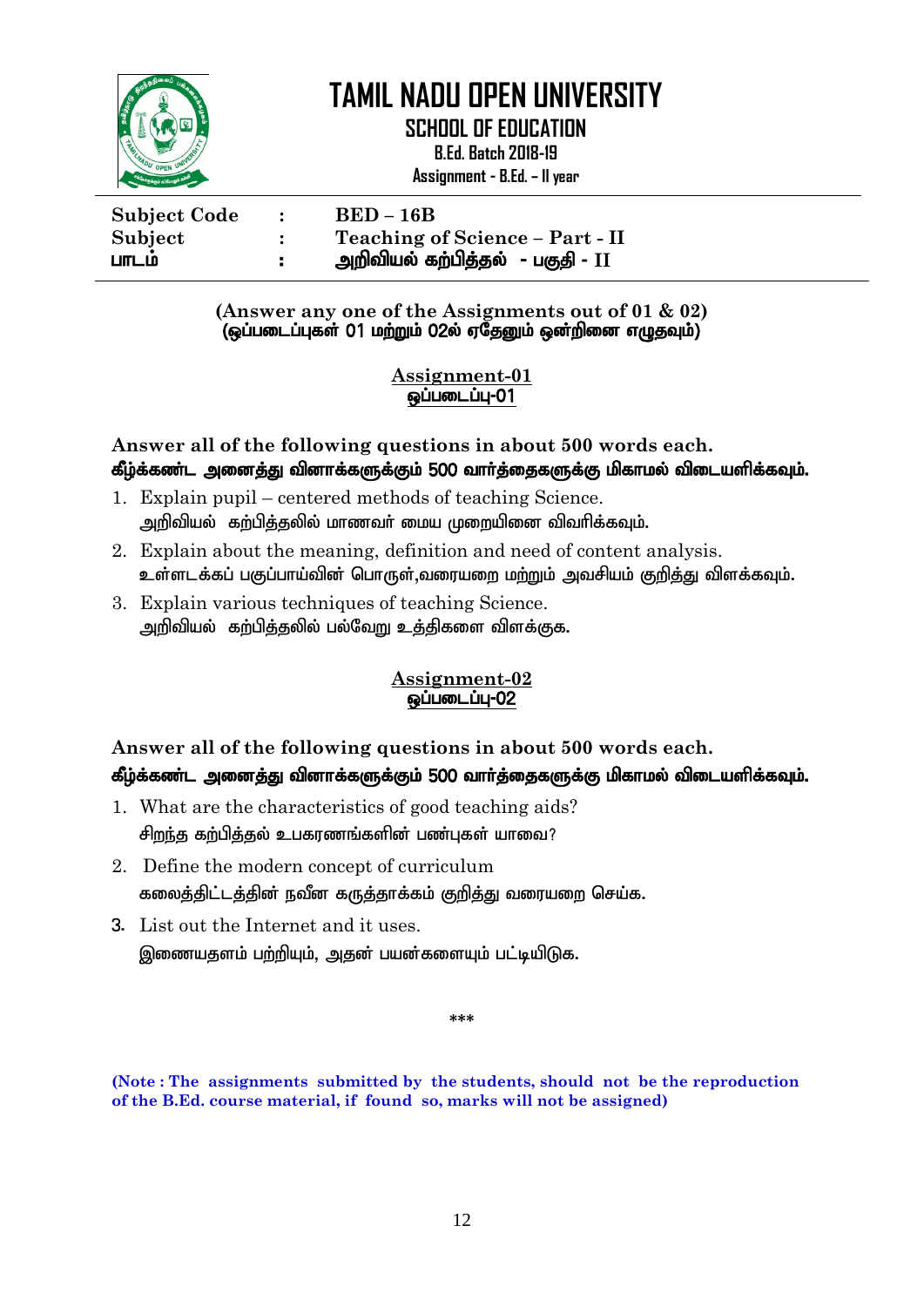# TAMIL NADU OPEN UNIVERSITY

## SCHOOL OF EDUCATION

**B.Ed. Batch 2018-19**

**Assignment - B.Ed. – II year**

| | | |
|---|---|---|
| **Subject Code** | **:** | **BED – 16B** |
| **Subject** | **:** | **Teaching of Science – Part - II** |
| **பாடம்** | **:** | **அறிவியல் கற்பித்தல் - பகுதி - II** |

**(Answer any one of the Assignments out of 01 & 02)**
**(ஒப்படைப்புகள் 01 மற்றும் 02ல் ஏதேனும் ஒன்றினை எழுதவும்)**

### Assignment-01
### ஒப்படைப்பு-01

**Answer all of the following questions in about 500 words each.**
**கீழ்க்கண்ட அனைத்து வினாக்களுக்கும் 500 வார்த்தைகளுக்கு மிகாமல் விடையளிக்கவும்.**

1. Explain pupil – centered methods of teaching Science.
   அறிவியல் கற்பித்தலில் மாணவர் மைய முறையினை விவரிக்கவும்.
2. Explain about the meaning, definition and need of content analysis.
   உள்ளடக்கப் பகுப்பாய்வின் பொருள்,வரையறை மற்றும் அவசியம் குறித்து விளக்கவும்.
3. Explain various techniques of teaching Science.
   அறிவியல் கற்பித்தலில் பல்வேறு உத்திகளை விளக்குக.

### Assignment-02
### ஒப்படைப்பு-02

**Answer all of the following questions in about 500 words each.**
**கீழ்க்கண்ட அனைத்து வினாக்களுக்கும் 500 வார்த்தைகளுக்கு மிகாமல் விடையளிக்கவும்.**

1. What are the characteristics of good teaching aids?
   சிறந்த கற்பித்தல் உபகரணங்களின் பண்புகள் யாவை?
2. Define the modern concept of curriculum
   கலைத்திட்டத்தின் நவீன கருத்தாக்கம் குறித்து வரையறை செய்க.
3. List out the Internet and it uses.
   இணையதளம் பற்றியும், அதன் பயன்களையும் பட்டியிடுக.

***

**(Note : The assignments submitted by the students, should not be the reproduction of the B.Ed. course material, if found so, marks will not be assigned)**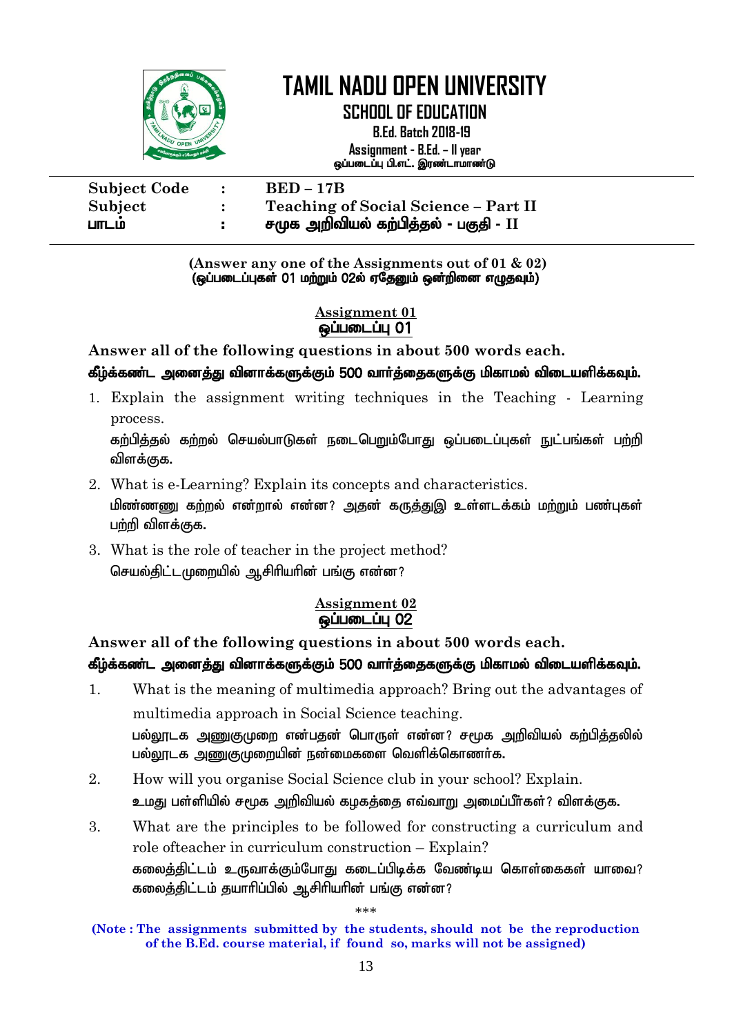# TAMIL NADU OPEN UNIVERSITY

## SCHOOL OF EDUCATION

**B.Ed. Batch 2018-19**

**Assignment - B.Ed. – II year**

**ஒப்படைப்பு பி.எட். இரண்டாமாண்டு**

| | | |
|---|---|---|
| **Subject Code** | **:** | **BED – 17B** |
| **Subject** | **:** | **Teaching of Social Science – Part II** |
| **பாடம்** | **:** | **சமூக அறிவியல் கற்பித்தல் - பகுதி - II** |

**(Answer any one of the Assignments out of 01 & 02)**
**(ஒப்படைப்புகள் 01 மற்றும் 02ல் ஏதேனும் ஒன்றினை எழுதவும்)**

### Assignment 01
### ஒப்படைப்பு 01

**Answer all of the following questions in about 500 words each.**
**கீழ்க்கண்ட அனைத்து வினாக்களுக்கும் 500 வார்த்தைகளுக்கு மிகாமல் விடையளிக்கவும்.**

1. Explain the assignment writing techniques in the Teaching - Learning process.
   கற்பித்தல் கற்றல் செயல்பாடுகள் நடைபெறும்போது ஒப்படைப்புகள் நுட்பங்கள் பற்றி விளக்குக.
2. What is e-Learning? Explain its concepts and characteristics.
   மின்னணு கற்றல் என்றால் என்ன? அதன் கருத்துஇ உள்ளடக்கம் மற்றும் பண்புகள் பற்றி விளக்குக.
3. What is the role of teacher in the project method?
   செயல்திட்டமுறையில் ஆசிரியரின் பங்கு என்ன?

### Assignment 02
### ஒப்படைப்பு 02

**Answer all of the following questions in about 500 words each.**
**கீழ்க்கண்ட அனைத்து வினாக்களுக்கும் 500 வார்த்தைகளுக்கு மிகாமல் விடையளிக்கவும்.**

1. What is the meaning of multimedia approach? Bring out the advantages of multimedia approach in Social Science teaching.
   பல்லூடக அணுகுமுறை என்பதன் பொருள் என்ன? சமூக அறிவியல் கற்பித்தலில் பல்லூடக அணுகுமுறையின் நன்மைகளை வெளிக்கொணர்க.
2. How will you organise Social Science club in your school? Explain.
   உமது பள்ளியில் சமூக அறிவியல் கழகத்தை எவ்வாறு அமைப்பீர்கள்? விளக்குக.
3. What are the principles to be followed for constructing a curriculum and role ofteacher in curriculum construction – Explain?
   கலைத்திட்டம் உருவாக்கும்போது கடைப்பிடிக்க வேண்டிய கொள்கைகள் யாவை? கலைத்திட்டம் தயாரிப்பில் ஆசிரியரின் பங்கு என்ன?

***

**(Note : The assignments submitted by the students, should not be the reproduction of the B.Ed. course material, if found so, marks will not be assigned)**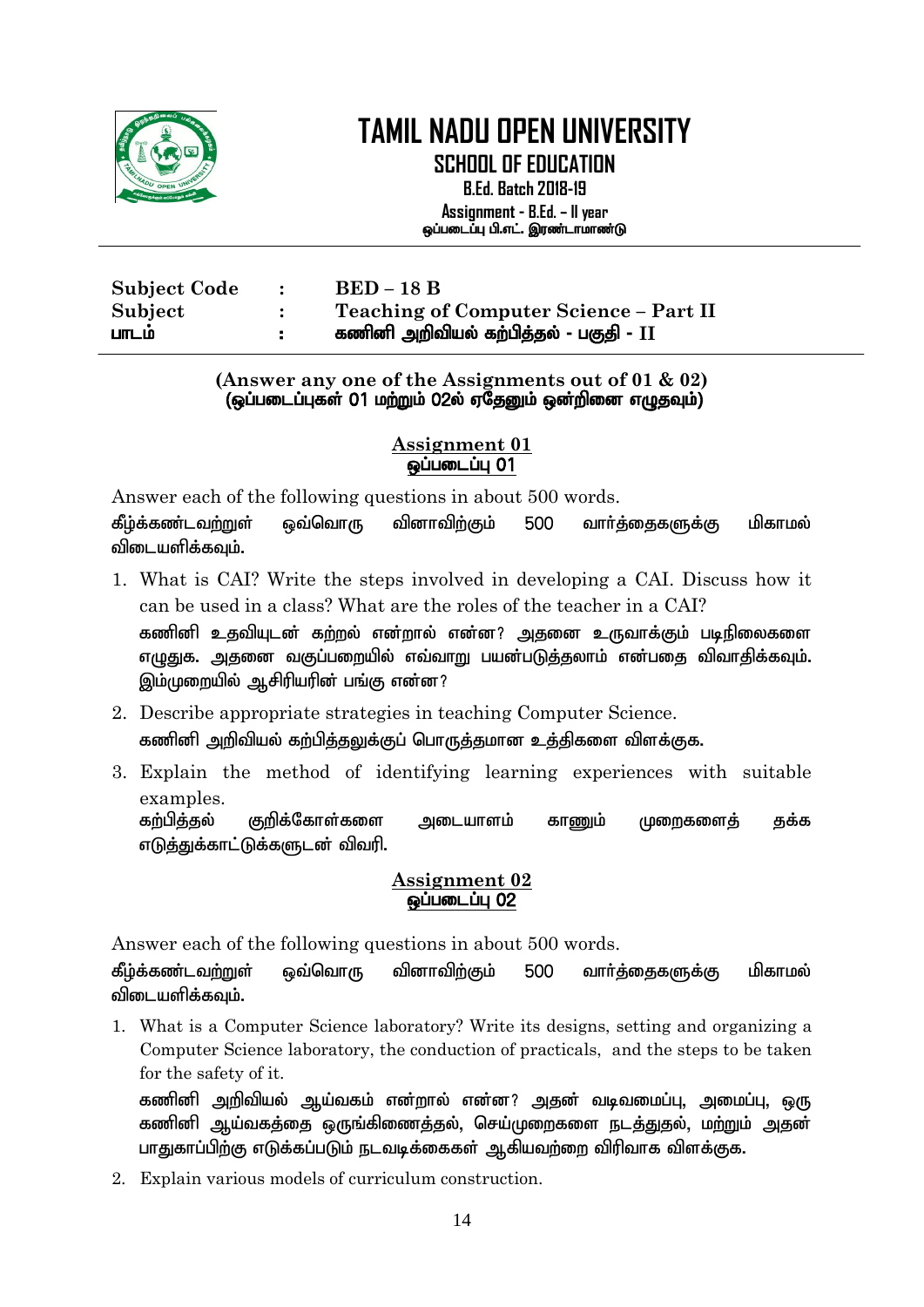# TAMIL NADU OPEN UNIVERSITY

## SCHOOL OF EDUCATION

**B.Ed. Batch 2018-19**

**Assignment - B.Ed. – II year**
**ஒப்படைப்பு பி.எட். இரண்டாமாண்டு**

---

| | | |
|---|---|---|
| **Subject Code** | **:** | **BED – 18 B** |
| **Subject** | **:** | **Teaching of Computer Science – Part II** |
| **பாடம்** | **:** | **கணினி அறிவியல் கற்பித்தல் - பகுதி - II** |

---

**(Answer any one of the Assignments out of 01 & 02)**
**(ஒப்படைப்புகள் 01 மற்றும் 02ல் ஏதேனும் ஒன்றினை எழுதவும்)**

### Assignment 01
### ஒப்படைப்பு 01

Answer each of the following questions in about 500 words.

**கீழ்க்கண்டவற்றுள் ஒவ்வொரு வினாவிற்கும் 500 வார்த்தைகளுக்கு மிகாமல் விடையளிக்கவும்.**

1. What is CAI? Write the steps involved in developing a CAI. Discuss how it can be used in a class? What are the roles of the teacher in a CAI?
   **கணினி உதவியுடன் கற்றல் என்றால் என்ன? அதனை உருவாக்கும் படிநிலைகளை எழுதுக. அதனை வகுப்பறையில் எவ்வாறு பயன்படுத்தலாம் என்பதை விவாதிக்கவும். இம்முறையில் ஆசிரியரின் பங்கு என்ன?**

2. Describe appropriate strategies in teaching Computer Science.
   **கணினி அறிவியல் கற்பித்தலுக்குப் பொருத்தமான உத்திகளை விளக்குக.**

3. Explain the method of identifying learning experiences with suitable examples.
   **கற்பித்தல் குறிக்கோள்களை அடையாளம் காணும் முறைகளைத் தக்க எடுத்துக்காட்டுக்களுடன் விவரி.**

### Assignment 02
### ஒப்படைப்பு 02

Answer each of the following questions in about 500 words.

**கீழ்க்கண்டவற்றுள் ஒவ்வொரு வினாவிற்கும் 500 வார்த்தைகளுக்கு மிகாமல் விடையளிக்கவும்.**

1. What is a Computer Science laboratory? Write its designs, setting and organizing a Computer Science laboratory, the conduction of practicals, and the steps to be taken for the safety of it.
   **கணினி அறிவியல் ஆய்வகம் என்றால் என்ன? அதன் வடிவமைப்பு, அமைப்பு, ஒரு கணினி ஆய்வகத்தை ஒருங்கிணைத்தல், செய்முறைகளை நடத்துதல், மற்றும் அதன் பாதுகாப்பிற்கு எடுக்கப்படும் நடவடிக்கைகள் ஆகியவற்றை விரிவாக விளக்குக.**

2. Explain various models of curriculum construction.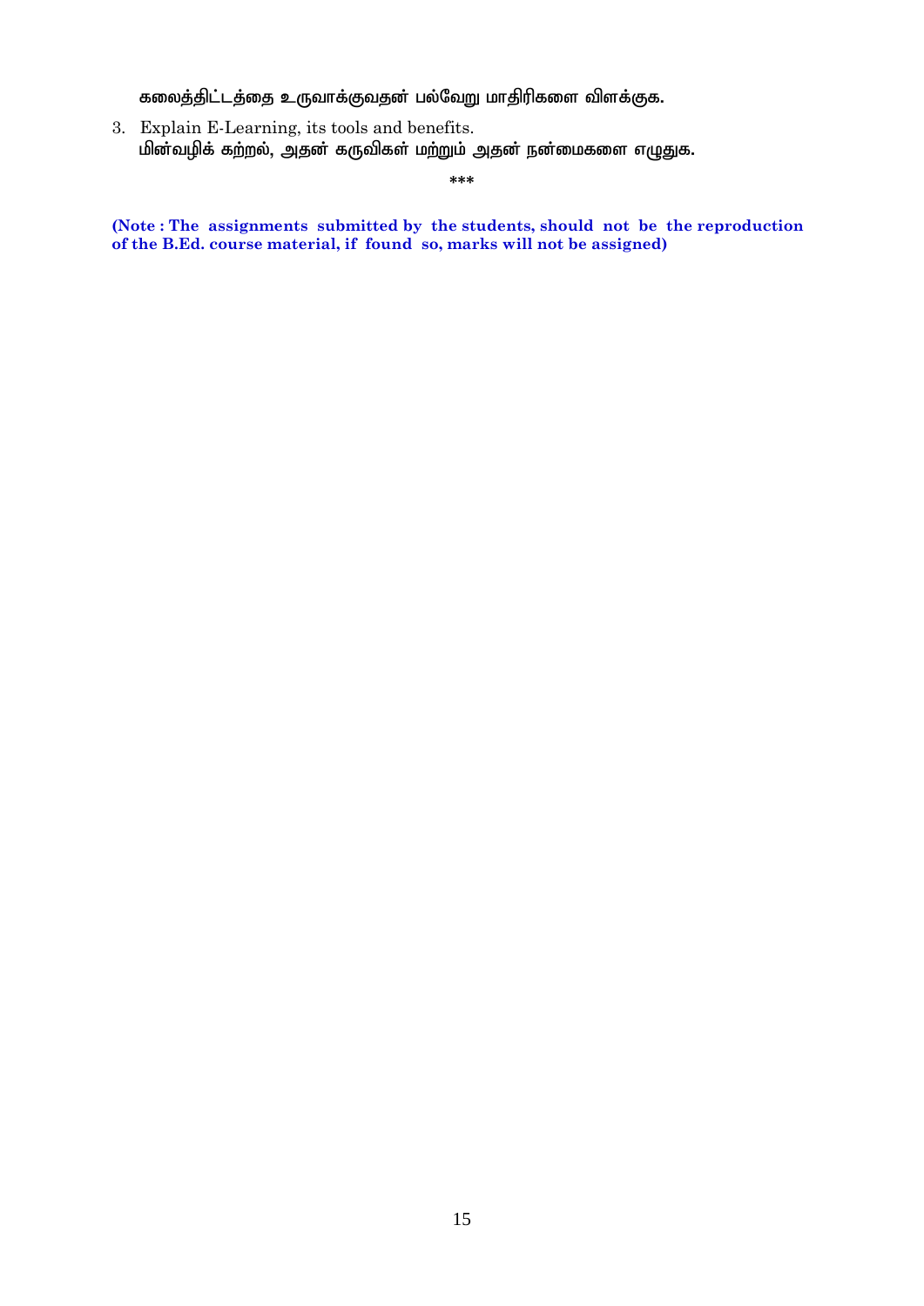கலைத்திட்டத்தை உருவாக்குவதன் பல்வேறு மாதிரிகளை விளக்குக.

3. Explain E-Learning, its tools and benefits.
   மின்வழிக் கற்றல், அதன் கருவிகள் மற்றும் அதன் நன்மைகளை எழுதுக.

***

**(Note : The assignments submitted by the students, should not be the reproduction of the B.Ed. course material, if found so, marks will not be assigned)**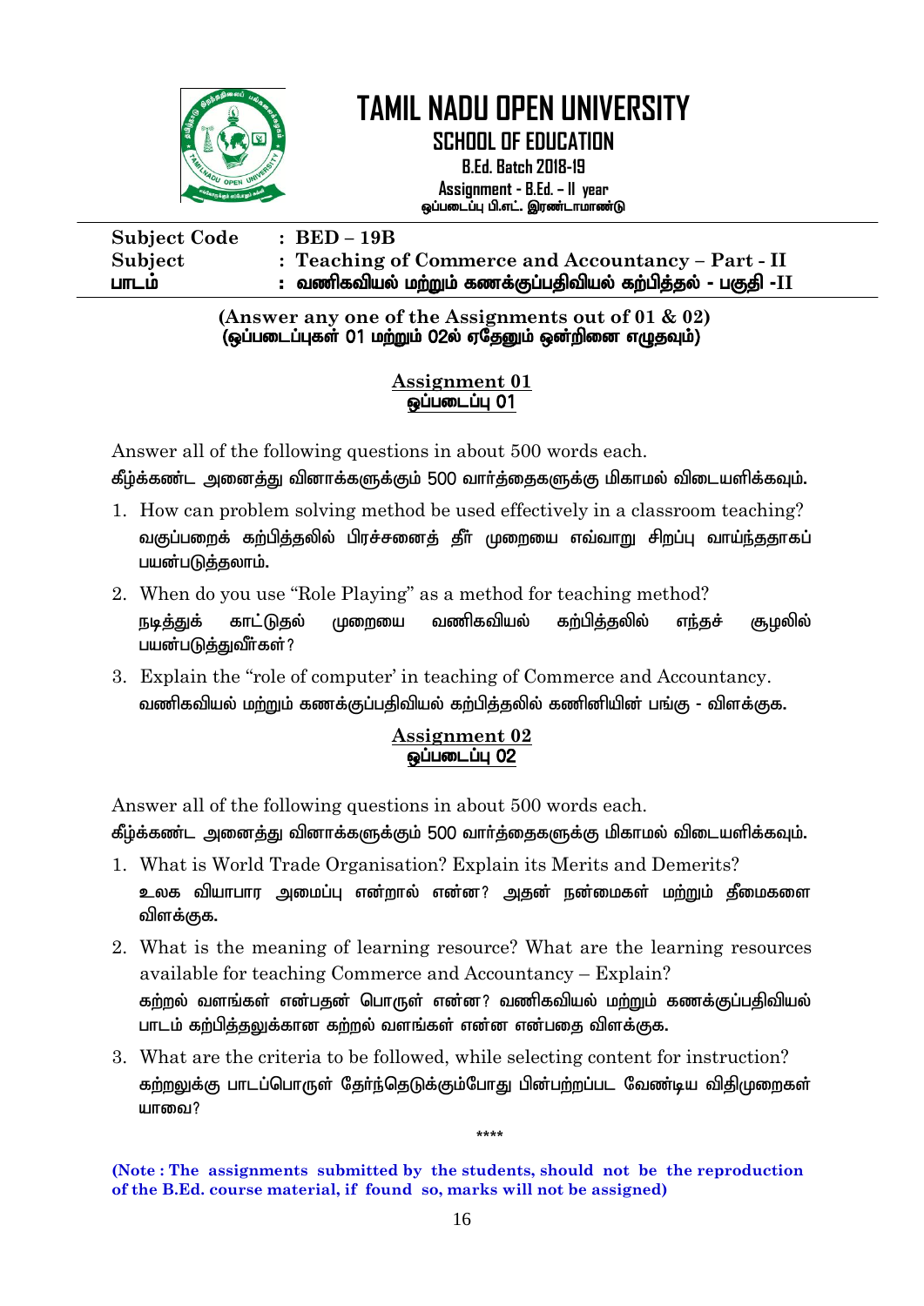# TAMIL NADU OPEN UNIVERSITY

## SCHOOL OF EDUCATION

**B.Ed. Batch 2018-19**

**Assignment - B.Ed. – II year**

**ஒப்படைப்பு பி.எட். இரண்டாமாண்டு**

| | |
|---|---|
| **Subject Code** | **: BED – 19B** |
| **Subject** | **: Teaching of Commerce and Accountancy – Part - II** |
| **பாடம்** | **: வணிகவியல் மற்றும் கணக்குப்பதிவியல் கற்பித்தல் - பகுதி -II** |

**(Answer any one of the Assignments out of 01 & 02)**
**(ஒப்படைப்புகள் 01 மற்றும் 02ல் ஏதேனும் ஒன்றினை எழுதவும்)**

### Assignment 01
### ஒப்படைப்பு 01

Answer all of the following questions in about 500 words each.
கீழ்க்கண்ட அனைத்து வினாக்களுக்கும் 500 வார்த்தைகளுக்கு மிகாமல் விடையளிக்கவும்.

1. How can problem solving method be used effectively in a classroom teaching?
   வகுப்பறைக் கற்பித்தலில் பிரச்சனைத் தீர் முறையை எவ்வாறு சிறப்பு வாய்ந்ததாகப் பயன்படுத்தலாம்.
2. When do you use "Role Playing" as a method for teaching method?
   நடித்துக் காட்டுதல் முறையை வணிகவியல் கற்பித்தலில் எந்தச் சூழலில் பயன்படுத்துவீர்கள்?
3. Explain the "role of computer' in teaching of Commerce and Accountancy.
   வணிகவியல் மற்றும் கணக்குப்பதிவியல் கற்பித்தலில் கணினியின் பங்கு - விளக்குக.

### Assignment 02
### ஒப்படைப்பு 02

Answer all of the following questions in about 500 words each.
கீழ்க்கண்ட அனைத்து வினாக்களுக்கும் 500 வார்த்தைகளுக்கு மிகாமல் விடையளிக்கவும்.

1. What is World Trade Organisation? Explain its Merits and Demerits?
   உலக வியாபார அமைப்பு என்றால் என்ன? அதன் நன்மைகள் மற்றும் தீமைகளை விளக்குக.
2. What is the meaning of learning resource? What are the learning resources available for teaching Commerce and Accountancy – Explain?
   கற்றல் வளங்கள் என்பதன் பொருள் என்ன? வணிகவியல் மற்றும் கணக்குப்பதிவியல் பாடம் கற்பித்தலுக்கான கற்றல் வளங்கள் என்ன என்பதை விளக்குக.
3. What are the criteria to be followed, while selecting content for instruction?
   கற்றலுக்கு பாடப்பொருள் தேர்ந்தெடுக்கும்போது பின்பற்றப்பட வேண்டிய விதிமுறைகள் யாவை?

****

**(Note : The assignments submitted by the students, should not be the reproduction of the B.Ed. course material, if found so, marks will not be assigned)**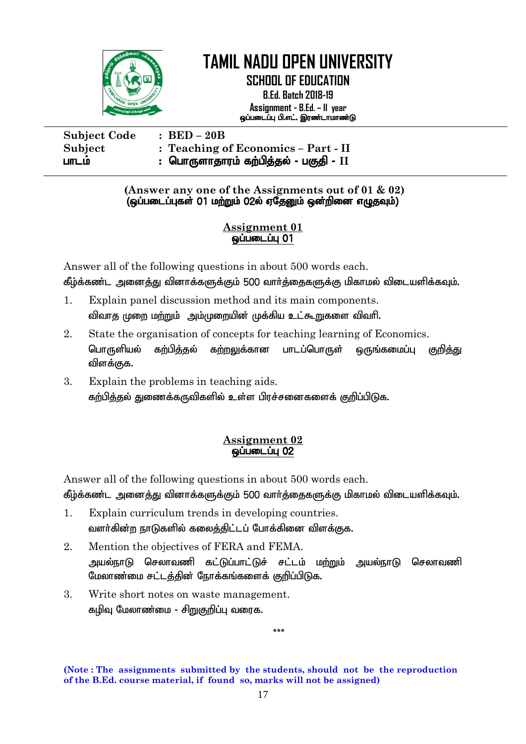# TAMIL NADU OPEN UNIVERSITY

## SCHOOL OF EDUCATION

**B.Ed. Batch 2018-19**

**Assignment - B.Ed. – II year**

**ஒப்படைப்பு பி.எட். இரண்டாமாண்டு**

| | |
|---|---|
| **Subject Code** | **: BED – 20B** |
| **Subject** | **: Teaching of Economics – Part - II** |
| **பாடம்** | **: பொருளாதாரம் கற்பித்தல் - பகுதி - II** |

**(Answer any one of the Assignments out of 01 & 02)**
**(ஒப்படைப்புகள் 01 மற்றும் 02ல் ஏதேனும் ஒன்றினை எழுதவும்)**

### Assignment 01
### ஒப்படைப்பு 01

Answer all of the following questions in about 500 words each.
**கீழ்க்கண்ட அனைத்து வினாக்களுக்கும் 500 வார்த்தைகளுக்கு மிகாமல் விடையளிக்கவும்.**

1. Explain panel discussion method and its main components.
   **விவாத முறை மற்றும் அம்முறையின் முக்கிய உட்கூறுகளை விவரி.**
2. State the organisation of concepts for teaching learning of Economics.
   **பொருளியல் கற்பித்தல் கற்றலுக்கான பாடப்பொருள் ஒருங்கமைப்பு குறித்து விளக்குக.**
3. Explain the problems in teaching aids.
   **கற்பித்தல் துணைக்கருவிகளில் உள்ள பிரச்சனைகளைக் குறிப்பிடுக.**

### Assignment 02
### ஒப்படைப்பு 02

Answer all of the following questions in about 500 words each.
**கீழ்க்கண்ட அனைத்து வினாக்களுக்கும் 500 வார்த்தைகளுக்கு மிகாமல் விடையளிக்கவும்.**

1. Explain curriculum trends in developing countries.
   **வளர்கின்ற நாடுகளில் கலைத்திட்டப் போக்கினை விளக்குக.**
2. Mention the objectives of FERA and FEMA.
   **அயல்நாடு செலாவணி கட்டுப்பாட்டுச் சட்டம் மற்றும் அயல்நாடு செலாவணி மேலாண்மை சட்டத்தின் நோக்கங்களைக் குறிப்பிடுக.**
3. Write short notes on waste management.
   **கழிவு மேலாண்மை - சிறுகுறிப்பு வரைக.**

\*\*\*

**(Note : The assignments submitted by the students, should not be the reproduction of the B.Ed. course material, if found so, marks will not be assigned)**